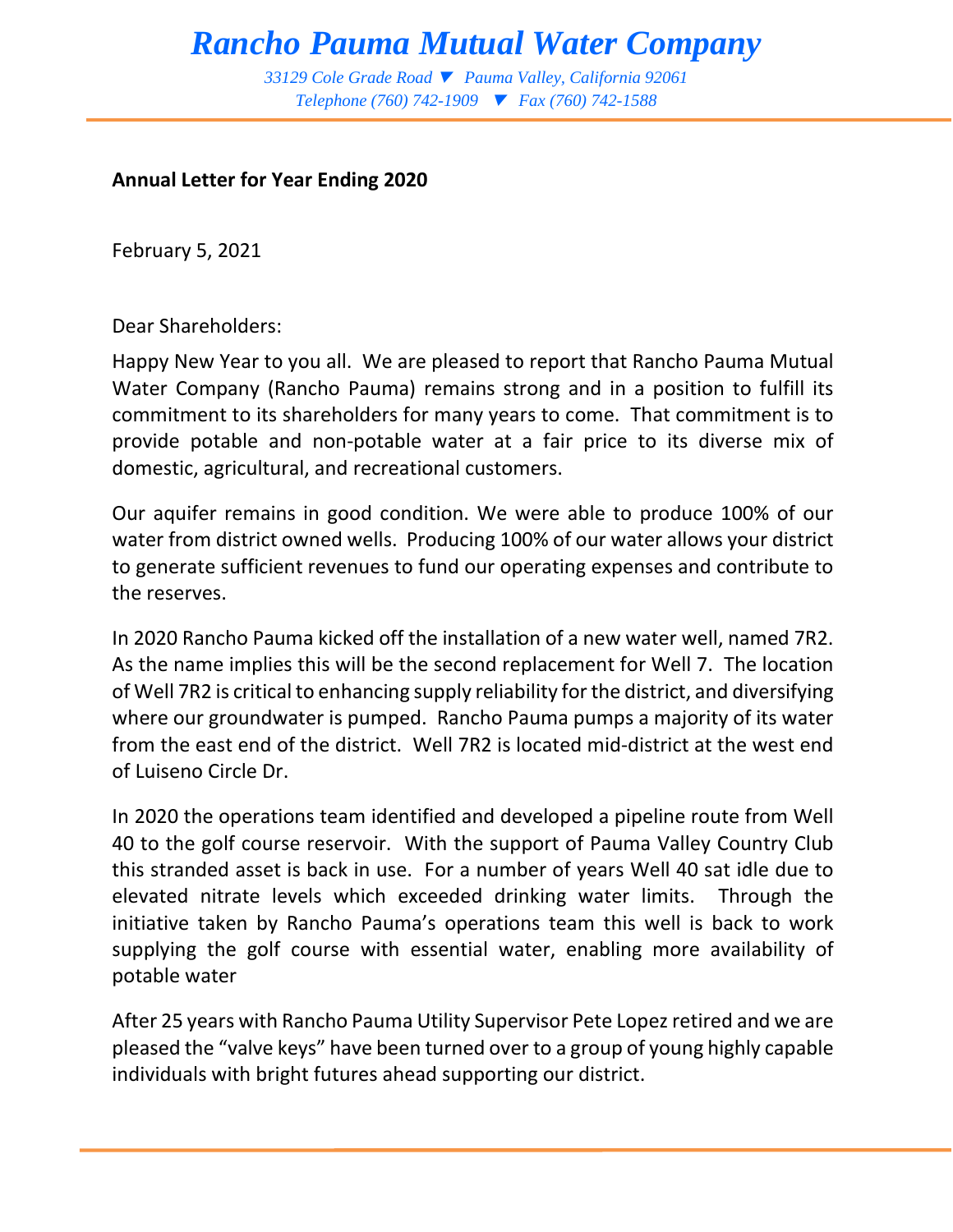# Rancho Pauma Mutual Water Company

*33129 Cole Grade Road ▼ Pauma Valley, California 92061*
*Telephone (760) 742-1909 ▼ Fax (760) 742-1588*

**Annual Letter for Year Ending 2020**

February 5, 2021

Dear Shareholders:

Happy New Year to you all. We are pleased to report that Rancho Pauma Mutual Water Company (Rancho Pauma) remains strong and in a position to fulfill its commitment to its shareholders for many years to come. That commitment is to provide potable and non-potable water at a fair price to its diverse mix of domestic, agricultural, and recreational customers.

Our aquifer remains in good condition. We were able to produce 100% of our water from district owned wells. Producing 100% of our water allows your district to generate sufficient revenues to fund our operating expenses and contribute to the reserves.

In 2020 Rancho Pauma kicked off the installation of a new water well, named 7R2. As the name implies this will be the second replacement for Well 7. The location of Well 7R2 is critical to enhancing supply reliability for the district, and diversifying where our groundwater is pumped. Rancho Pauma pumps a majority of its water from the east end of the district. Well 7R2 is located mid-district at the west end of Luiseno Circle Dr.

In 2020 the operations team identified and developed a pipeline route from Well 40 to the golf course reservoir. With the support of Pauma Valley Country Club this stranded asset is back in use. For a number of years Well 40 sat idle due to elevated nitrate levels which exceeded drinking water limits. Through the initiative taken by Rancho Pauma's operations team this well is back to work supplying the golf course with essential water, enabling more availability of potable water

After 25 years with Rancho Pauma Utility Supervisor Pete Lopez retired and we are pleased the "valve keys" have been turned over to a group of young highly capable individuals with bright futures ahead supporting our district.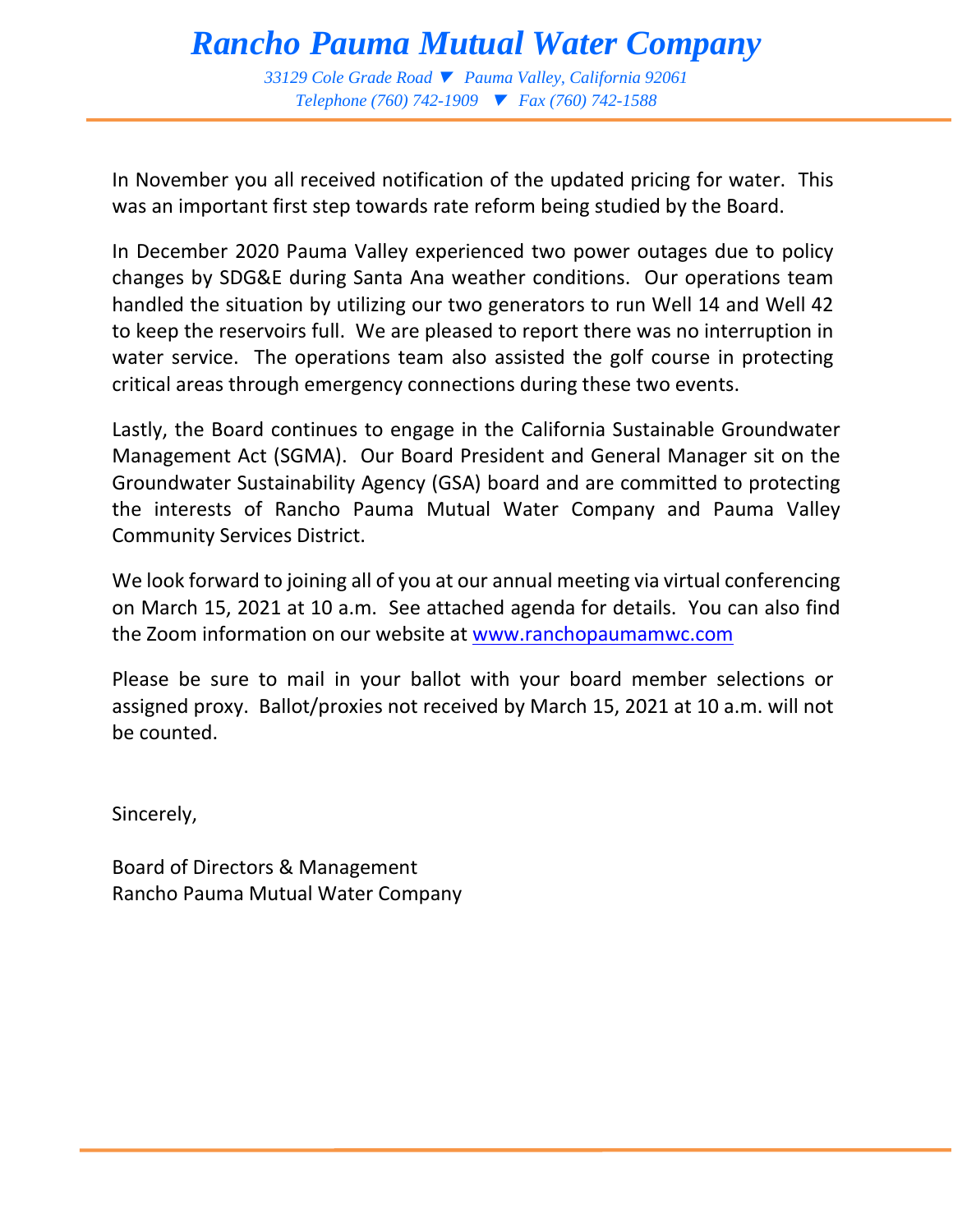# Rancho Pauma Mutual Water Company

*33129 Cole Grade Road ▼ Pauma Valley, California 92061*
*Telephone (760) 742-1909 ▼ Fax (760) 742-1588*

In November you all received notification of the updated pricing for water. This was an important first step towards rate reform being studied by the Board.

In December 2020 Pauma Valley experienced two power outages due to policy changes by SDG&E during Santa Ana weather conditions. Our operations team handled the situation by utilizing our two generators to run Well 14 and Well 42 to keep the reservoirs full. We are pleased to report there was no interruption in water service. The operations team also assisted the golf course in protecting critical areas through emergency connections during these two events.

Lastly, the Board continues to engage in the California Sustainable Groundwater Management Act (SGMA). Our Board President and General Manager sit on the Groundwater Sustainability Agency (GSA) board and are committed to protecting the interests of Rancho Pauma Mutual Water Company and Pauma Valley Community Services District.

We look forward to joining all of you at our annual meeting via virtual conferencing on March 15, 2021 at 10 a.m. See attached agenda for details. You can also find the Zoom information on our website at [www.ranchopaumamwc.com](http://www.ranchopaumamwc.com)

Please be sure to mail in your ballot with your board member selections or assigned proxy. Ballot/proxies not received by March 15, 2021 at 10 a.m. will not be counted.

Sincerely,

Board of Directors & Management
Rancho Pauma Mutual Water Company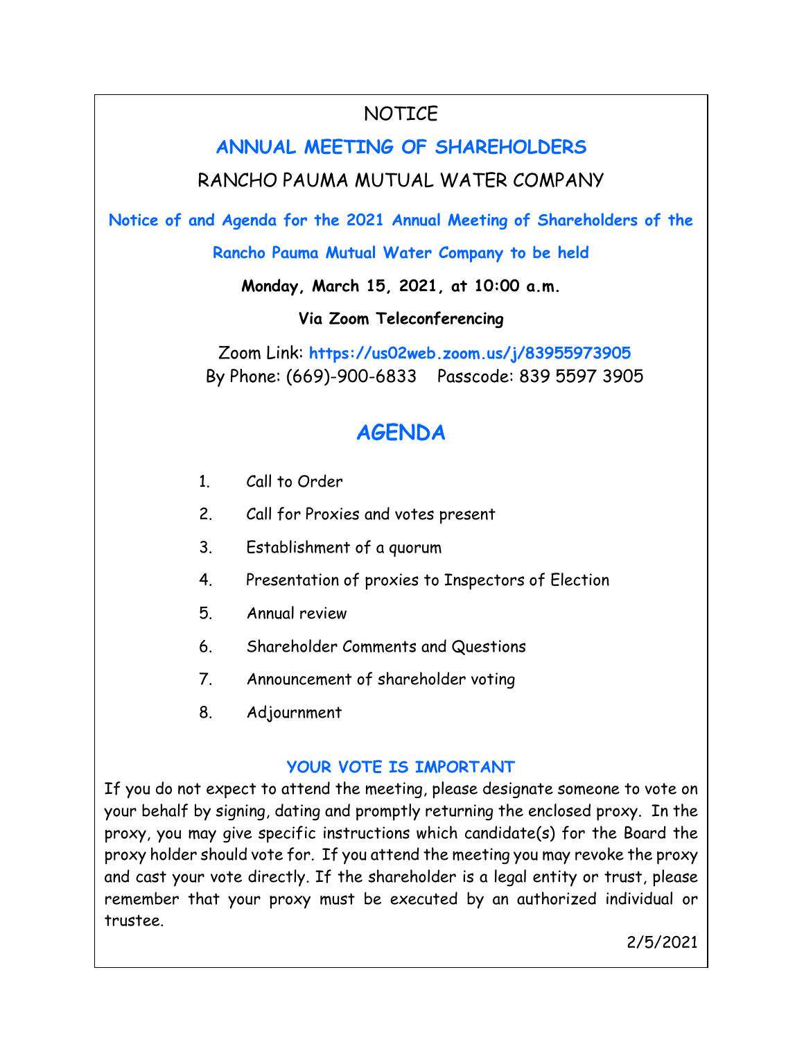NOTICE

# ANNUAL MEETING OF SHAREHOLDERS

RANCHO PAUMA MUTUAL WATER COMPANY

**Notice of and Agenda for the 2021 Annual Meeting of Shareholders of the Rancho Pauma Mutual Water Company to be held**

**Monday, March 15, 2021, at 10:00 a.m.**

**Via Zoom Teleconferencing**

Zoom Link: **https://us02web.zoom.us/j/83955973905**
By Phone: (669)-900-6833 Passcode: 839 5597 3905

# AGENDA

1. Call to Order
2. Call for Proxies and votes present
3. Establishment of a quorum
4. Presentation of proxies to Inspectors of Election
5. Annual review
6. Shareholder Comments and Questions
7. Announcement of shareholder voting
8. Adjournment

## YOUR VOTE IS IMPORTANT

If you do not expect to attend the meeting, please designate someone to vote on your behalf by signing, dating and promptly returning the enclosed proxy. In the proxy, you may give specific instructions which candidate(s) for the Board the proxy holder should vote for. If you attend the meeting you may revoke the proxy and cast your vote directly. If the shareholder is a legal entity or trust, please remember that your proxy must be executed by an authorized individual or trustee.

2/5/2021